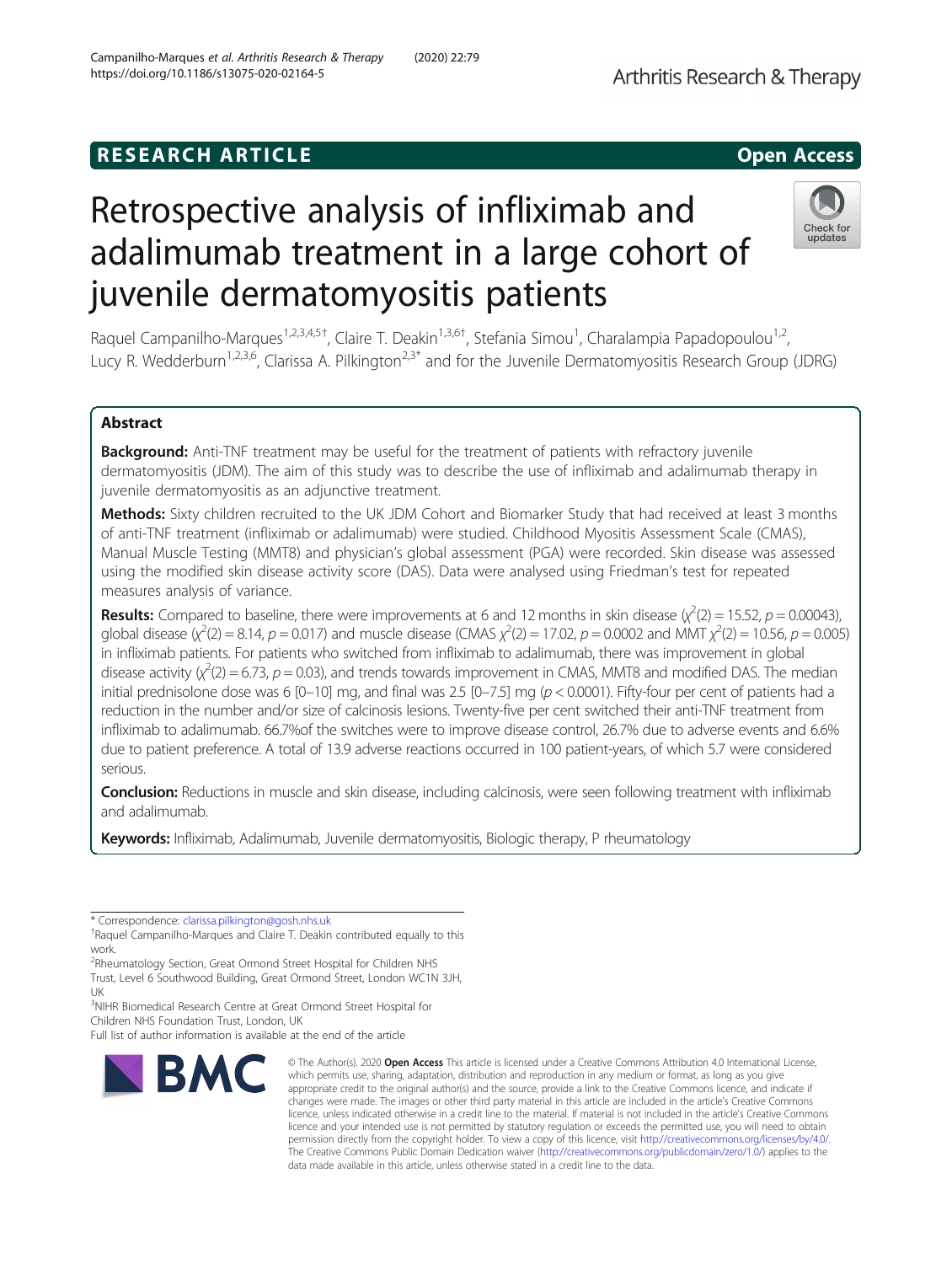RESEARCH ARTICLE

Open Access

# Retrospective analysis of infliximab and adalimumab treatment in a large cohort of juvenile dermatomyositis patients

Raquel Campanilho-Marques[1,2,3,4,5†], Claire T. Deakin[1,3,6†], Stefania Simou[1], Charalampia Papadopoulou[1,2], Lucy R. Wedderburn[1,2,3,6], Clarissa A. Pilkington[2,3*] and for the Juvenile Dermatomyositis Research Group (JDRG)

## Abstract

**Background:** Anti-TNF treatment may be useful for the treatment of patients with refractory juvenile dermatomyositis (JDM). The aim of this study was to describe the use of infliximab and adalimumab therapy in juvenile dermatomyositis as an adjunctive treatment.

**Methods:** Sixty children recruited to the UK JDM Cohort and Biomarker Study that had received at least 3 months of anti-TNF treatment (infliximab or adalimumab) were studied. Childhood Myositis Assessment Scale (CMAS), Manual Muscle Testing (MMT8) and physician's global assessment (PGA) were recorded. Skin disease was assessed using the modified skin disease activity score (DAS). Data were analysed using Friedman's test for repeated measures analysis of variance.

**Results:** Compared to baseline, there were improvements at 6 and 12 months in skin disease ($\chi^2(2) = 15.52$, $p = 0.00043$), global disease ($\chi^2(2) = 8.14$, $p = 0.017$) and muscle disease (CMAS $\chi^2(2) = 17.02$, $p = 0.0002$ and MMT $\chi^2(2) = 10.56$, $p = 0.005$) in infliximab patients. For patients who switched from infliximab to adalimumab, there was improvement in global disease activity ($\chi^2(2) = 6.73$, $p = 0.03$), and trends towards improvement in CMAS, MMT8 and modified DAS. The median initial prednisolone dose was 6 [0–10] mg, and final was 2.5 [0–7.5] mg ($p < 0.0001$). Fifty-four per cent of patients had a reduction in the number and/or size of calcinosis lesions. Twenty-five per cent switched their anti-TNF treatment from infliximab to adalimumab. 66.7%of the switches were to improve disease control, 26.7% due to adverse events and 6.6% due to patient preference. A total of 13.9 adverse reactions occurred in 100 patient-years, of which 5.7 were considered serious.

**Conclusion:** Reductions in muscle and skin disease, including calcinosis, were seen following treatment with infliximab and adalimumab.

**Keywords:** Infliximab, Adalimumab, Juvenile dermatomyositis, Biologic therapy, P rheumatology

---

\* Correspondence: clarissa.pilkington@gosh.nhs.uk

†Raquel Campanilho-Marques and Claire T. Deakin contributed equally to this work.

[2]Rheumatology Section, Great Ormond Street Hospital for Children NHS Trust, Level 6 Southwood Building, Great Ormond Street, London WC1N 3JH, UK

[3]NIHR Biomedical Research Centre at Great Ormond Street Hospital for Children NHS Foundation Trust, London, UK

Full list of author information is available at the end of the article

© The Author(s). 2020 **Open Access** This article is licensed under a Creative Commons Attribution 4.0 International License, which permits use, sharing, adaptation, distribution and reproduction in any medium or format, as long as you give appropriate credit to the original author(s) and the source, provide a link to the Creative Commons licence, and indicate if changes were made. The images or other third party material in this article are included in the article's Creative Commons licence, unless indicated otherwise in a credit line to the material. If material is not included in the article's Creative Commons licence and your intended use is not permitted by statutory regulation or exceeds the permitted use, you will need to obtain permission directly from the copyright holder. To view a copy of this licence, visit http://creativecommons.org/licenses/by/4.0/. The Creative Commons Public Domain Dedication waiver (http://creativecommons.org/publicdomain/zero/1.0/) applies to the data made available in this article, unless otherwise stated in a credit line to the data.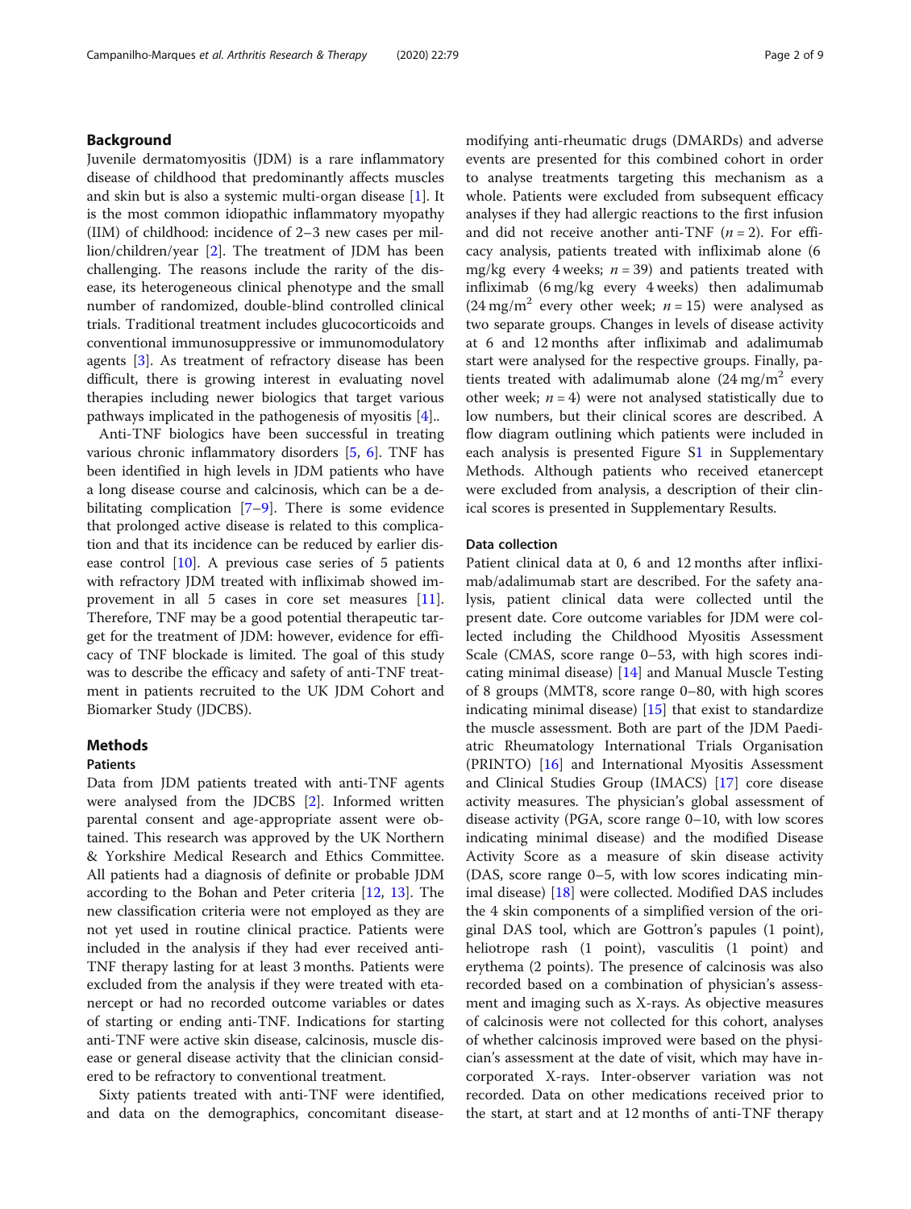## Background

Juvenile dermatomyositis (JDM) is a rare inflammatory disease of childhood that predominantly affects muscles and skin but is also a systemic multi-organ disease [1]. It is the most common idiopathic inflammatory myopathy (IIM) of childhood: incidence of 2–3 new cases per million/children/year [2]. The treatment of JDM has been challenging. The reasons include the rarity of the disease, its heterogeneous clinical phenotype and the small number of randomized, double-blind controlled clinical trials. Traditional treatment includes glucocorticoids and conventional immunosuppressive or immunomodulatory agents [3]. As treatment of refractory disease has been difficult, there is growing interest in evaluating novel therapies including newer biologics that target various pathways implicated in the pathogenesis of myositis [4]..

Anti-TNF biologics have been successful in treating various chronic inflammatory disorders [5, 6]. TNF has been identified in high levels in JDM patients who have a long disease course and calcinosis, which can be a debilitating complication [7–9]. There is some evidence that prolonged active disease is related to this complication and that its incidence can be reduced by earlier disease control [10]. A previous case series of 5 patients with refractory JDM treated with infliximab showed improvement in all 5 cases in core set measures [11]. Therefore, TNF may be a good potential therapeutic target for the treatment of JDM: however, evidence for efficacy of TNF blockade is limited. The goal of this study was to describe the efficacy and safety of anti-TNF treatment in patients recruited to the UK JDM Cohort and Biomarker Study (JDCBS).

## Methods

### Patients

Data from JDM patients treated with anti-TNF agents were analysed from the JDCBS [2]. Informed written parental consent and age-appropriate assent were obtained. This research was approved by the UK Northern & Yorkshire Medical Research and Ethics Committee. All patients had a diagnosis of definite or probable JDM according to the Bohan and Peter criteria [12, 13]. The new classification criteria were not employed as they are not yet used in routine clinical practice. Patients were included in the analysis if they had ever received anti-TNF therapy lasting for at least 3 months. Patients were excluded from the analysis if they were treated with etanercept or had no recorded outcome variables or dates of starting or ending anti-TNF. Indications for starting anti-TNF were active skin disease, calcinosis, muscle disease or general disease activity that the clinician considered to be refractory to conventional treatment.

Sixty patients treated with anti-TNF were identified, and data on the demographics, concomitant disease-modifying anti-rheumatic drugs (DMARDs) and adverse events are presented for this combined cohort in order to analyse treatments targeting this mechanism as a whole. Patients were excluded from subsequent efficacy analyses if they had allergic reactions to the first infusion and did not receive another anti-TNF ($n = 2$). For efficacy analysis, patients treated with infliximab alone (6 mg/kg every 4 weeks; $n = 39$) and patients treated with infliximab (6 mg/kg every 4 weeks) then adalimumab (24 mg/m$^2$ every other week; $n = 15$) were analysed as two separate groups. Changes in levels of disease activity at 6 and 12 months after infliximab and adalimumab start were analysed for the respective groups. Finally, patients treated with adalimumab alone (24 mg/m$^2$ every other week; $n = 4$) were not analysed statistically due to low numbers, but their clinical scores are described. A flow diagram outlining which patients were included in each analysis is presented Figure S1 in Supplementary Methods. Although patients who received etanercept were excluded from analysis, a description of their clinical scores is presented in Supplementary Results.

### Data collection

Patient clinical data at 0, 6 and 12 months after infliximab/adalimumab start are described. For the safety analysis, patient clinical data were collected until the present date. Core outcome variables for JDM were collected including the Childhood Myositis Assessment Scale (CMAS, score range 0–53, with high scores indicating minimal disease) [14] and Manual Muscle Testing of 8 groups (MMT8, score range 0–80, with high scores indicating minimal disease) [15] that exist to standardize the muscle assessment. Both are part of the JDM Paediatric Rheumatology International Trials Organisation (PRINTO) [16] and International Myositis Assessment and Clinical Studies Group (IMACS) [17] core disease activity measures. The physician's global assessment of disease activity (PGA, score range 0–10, with low scores indicating minimal disease) and the modified Disease Activity Score as a measure of skin disease activity (DAS, score range 0–5, with low scores indicating minimal disease) [18] were collected. Modified DAS includes the 4 skin components of a simplified version of the original DAS tool, which are Gottron's papules (1 point), heliotrope rash (1 point), vasculitis (1 point) and erythema (2 points). The presence of calcinosis was also recorded based on a combination of physician's assessment and imaging such as X-rays. As objective measures of calcinosis were not collected for this cohort, analyses of whether calcinosis improved were based on the physician's assessment at the date of visit, which may have incorporated X-rays. Inter-observer variation was not recorded. Data on other medications received prior to the start, at start and at 12 months of anti-TNF therapy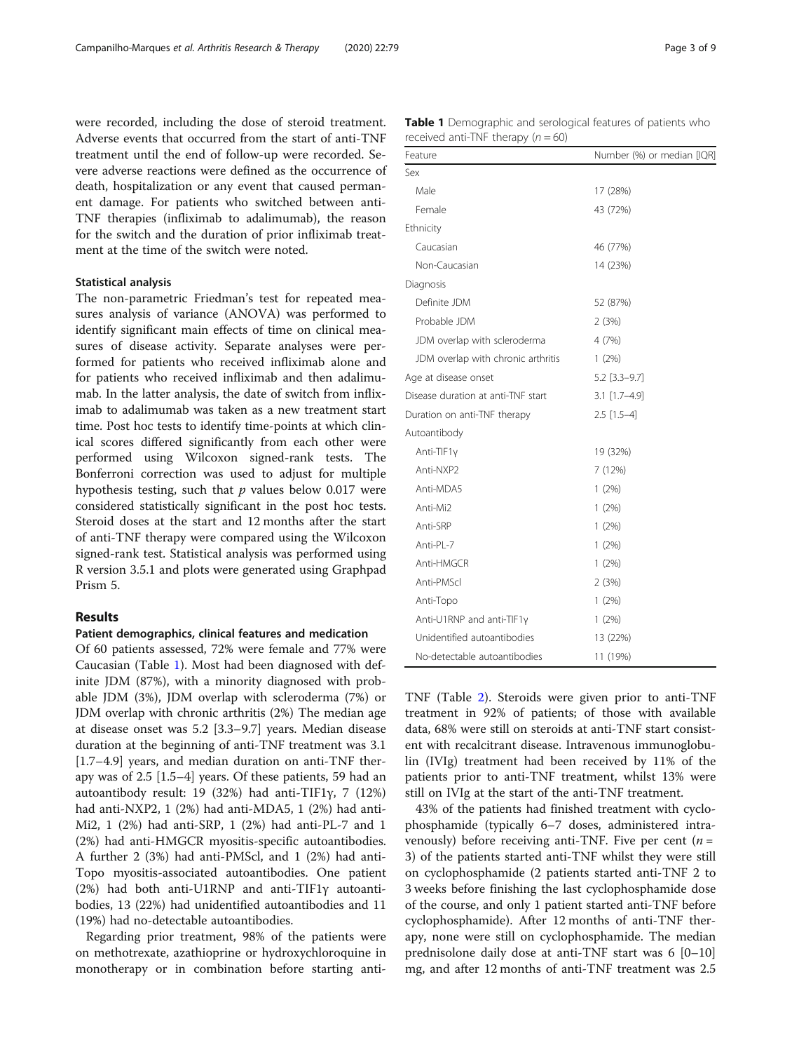were recorded, including the dose of steroid treatment. Adverse events that occurred from the start of anti-TNF treatment until the end of follow-up were recorded. Severe adverse reactions were defined as the occurrence of death, hospitalization or any event that caused permanent damage. For patients who switched between anti-TNF therapies (infliximab to adalimumab), the reason for the switch and the duration of prior infliximab treatment at the time of the switch were noted.

### Statistical analysis

The non-parametric Friedman's test for repeated measures analysis of variance (ANOVA) was performed to identify significant main effects of time on clinical measures of disease activity. Separate analyses were performed for patients who received infliximab alone and for patients who received infliximab and then adalimumab. In the latter analysis, the date of switch from infliximab to adalimumab was taken as a new treatment start time. Post hoc tests to identify time-points at which clinical scores differed significantly from each other were performed using Wilcoxon signed-rank tests. The Bonferroni correction was used to adjust for multiple hypothesis testing, such that $p$ values below 0.017 were considered statistically significant in the post hoc tests. Steroid doses at the start and 12 months after the start of anti-TNF therapy were compared using the Wilcoxon signed-rank test. Statistical analysis was performed using R version 3.5.1 and plots were generated using Graphpad Prism 5.

## Results

### Patient demographics, clinical features and medication

Of 60 patients assessed, 72% were female and 77% were Caucasian (Table 1). Most had been diagnosed with definite JDM (87%), with a minority diagnosed with probable JDM (3%), JDM overlap with scleroderma (7%) or JDM overlap with chronic arthritis (2%) The median age at disease onset was 5.2 [3.3–9.7] years. Median disease duration at the beginning of anti-TNF treatment was 3.1 [1.7–4.9] years, and median duration on anti-TNF therapy was of 2.5 [1.5–4] years. Of these patients, 59 had an autoantibody result: 19 (32%) had anti-TIF1γ, 7 (12%) had anti-NXP2, 1 (2%) had anti-MDA5, 1 (2%) had anti-Mi2, 1 (2%) had anti-SRP, 1 (2%) had anti-PL-7 and 1 (2%) had anti-HMGCR myositis-specific autoantibodies. A further 2 (3%) had anti-PMScl, and 1 (2%) had anti-Topo myositis-associated autoantibodies. One patient (2%) had both anti-U1RNP and anti-TIF1γ autoantibodies, 13 (22%) had unidentified autoantibodies and 11 (19%) had no-detectable autoantibodies.

**Table 1** Demographic and serological features of patients who received anti-TNF therapy ($n = 60$)

| Feature | Number (%) or median [IQR] |
|---|---|
| Sex | |
| Male | 17 (28%) |
| Female | 43 (72%) |
| Ethnicity | |
| Caucasian | 46 (77%) |
| Non-Caucasian | 14 (23%) |
| Diagnosis | |
| Definite JDM | 52 (87%) |
| Probable JDM | 2 (3%) |
| JDM overlap with scleroderma | 4 (7%) |
| JDM overlap with chronic arthritis | 1 (2%) |
| Age at disease onset | 5.2 [3.3–9.7] |
| Disease duration at anti-TNF start | 3.1 [1.7–4.9] |
| Duration on anti-TNF therapy | 2.5 [1.5–4] |
| Autoantibody | |
| Anti-TIF1γ | 19 (32%) |
| Anti-NXP2 | 7 (12%) |
| Anti-MDA5 | 1 (2%) |
| Anti-Mi2 | 1 (2%) |
| Anti-SRP | 1 (2%) |
| Anti-PL-7 | 1 (2%) |
| Anti-HMGCR | 1 (2%) |
| Anti-PMScl | 2 (3%) |
| Anti-Topo | 1 (2%) |
| Anti-U1RNP and anti-TIF1γ | 1 (2%) |
| Unidentified autoantibodies | 13 (22%) |
| No-detectable autoantibodies | 11 (19%) |

Regarding prior treatment, 98% of the patients were on methotrexate, azathioprine or hydroxychloroquine in monotherapy or in combination before starting anti-TNF (Table 2). Steroids were given prior to anti-TNF treatment in 92% of patients; of those with available data, 68% were still on steroids at anti-TNF start consistent with recalcitrant disease. Intravenous immunoglobulin (IVIg) treatment had been received by 11% of the patients prior to anti-TNF treatment, whilst 13% were still on IVIg at the start of the anti-TNF treatment.

43% of the patients had finished treatment with cyclophosphamide (typically 6–7 doses, administered intravenously) before receiving anti-TNF. Five per cent ($n = 3$) of the patients started anti-TNF whilst they were still on cyclophosphamide (2 patients started anti-TNF 2 to 3 weeks before finishing the last cyclophosphamide dose of the course, and only 1 patient started anti-TNF before cyclophosphamide). After 12 months of anti-TNF therapy, none were still on cyclophosphamide. The median prednisolone daily dose at anti-TNF start was 6 [0–10] mg, and after 12 months of anti-TNF treatment was 2.5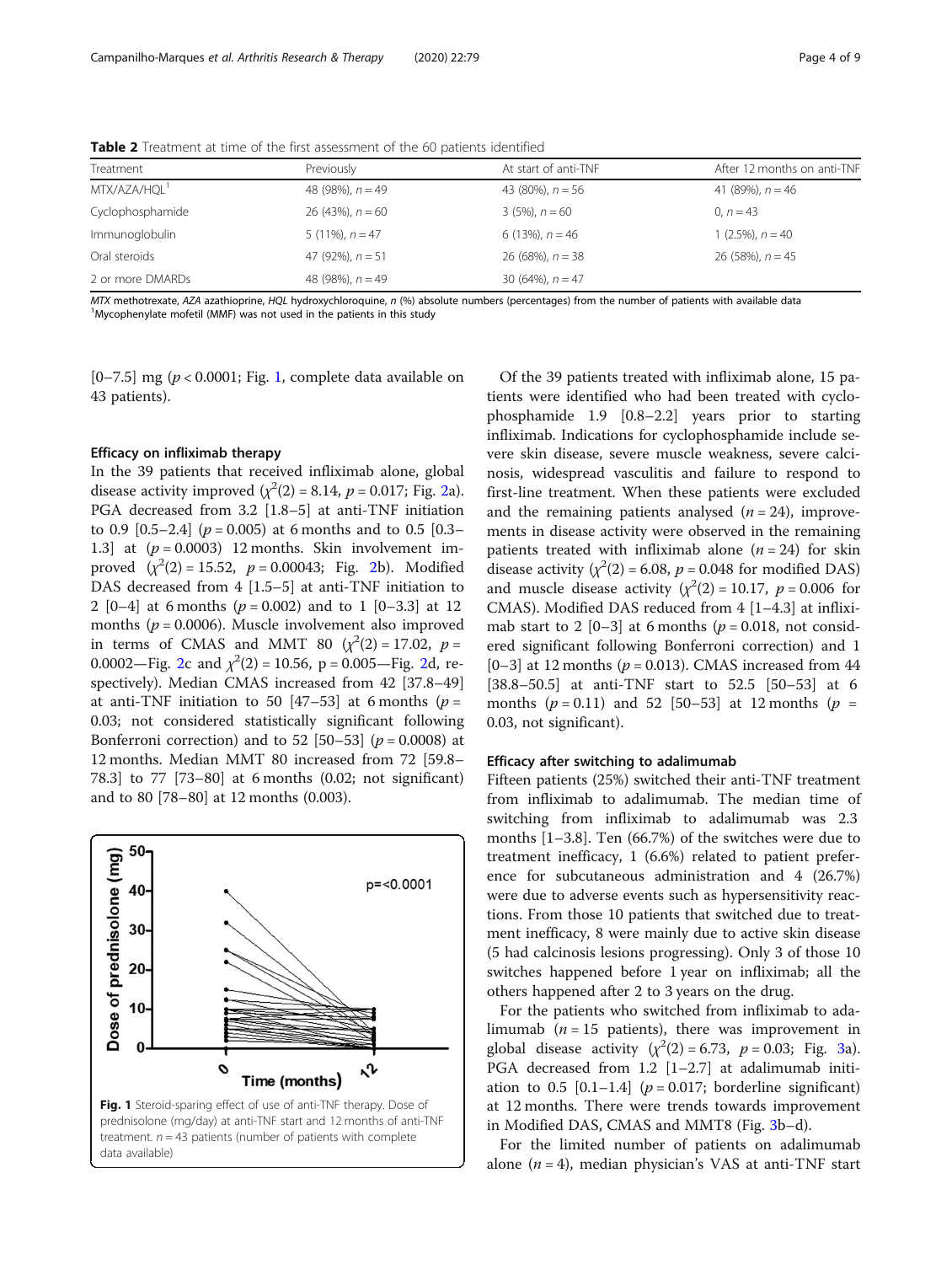**Table 2** Treatment at time of the first assessment of the 60 patients identified

| Treatment | Previously | At start of anti-TNF | After 12 months on anti-TNF |
|---|---|---|---|
| MTX/AZA/HQL[1] | 48 (98%), $n = 49$ | 43 (80%), $n = 56$ | 41 (89%), $n = 46$ |
| Cyclophosphamide | 26 (43%), $n = 60$ | 3 (5%), $n = 60$ | 0, $n = 43$ |
| Immunoglobulin | 5 (11%), $n = 47$ | 6 (13%), $n = 46$ | 1 (2.5%), $n = 40$ |
| Oral steroids | 47 (92%), $n = 51$ | 26 (68%), $n = 38$ | 26 (58%), $n = 45$ |
| 2 or more DMARDs | 48 (98%), $n = 49$ | 30 (64%), $n = 47$ | |

*MTX* methotrexate, *AZA* azathioprine, *HQL* hydroxychloroquine, *n* (%) absolute numbers (percentages) from the number of patients with available data
[1]Mycophenylate mofetil (MMF) was not used in the patients in this study

[0–7.5] mg ($p < 0.0001$; Fig. 1, complete data available on 43 patients).

### Efficacy on infliximab therapy

In the 39 patients that received infliximab alone, global disease activity improved ($\chi^2(2) = 8.14$, $p = 0.017$; Fig. 2a). PGA decreased from 3.2 [1.8–5] at anti-TNF initiation to 0.9 [0.5–2.4] ($p = 0.005$) at 6 months and to 0.5 [0.3–1.3] at ($p = 0.0003$) 12 months. Skin involvement improved ($\chi^2(2) = 15.52$, $p = 0.00043$; Fig. 2b). Modified DAS decreased from 4 [1.5–5] at anti-TNF initiation to 2 [0–4] at 6 months ($p = 0.002$) and to 1 [0–3.3] at 12 months ($p = 0.0006$). Muscle involvement also improved in terms of CMAS and MMT 80 ($\chi^2(2) = 17.02$, $p = 0.0002$—Fig. 2c and $\chi^2(2) = 10.56$, p = 0.005—Fig. 2d, respectively). Median CMAS increased from 42 [37.8–49] at anti-TNF initiation to 50 [47–53] at 6 months ($p = 0.03$; not considered statistically significant following Bonferroni correction) and to 52 [50–53] ($p = 0.0008$) at 12 months. Median MMT 80 increased from 72 [59.8–78.3] to 77 [73–80] at 6 months (0.02; not significant) and to 80 [78–80] at 12 months (0.003).

Fig. 1 Steroid-sparing effect of use of anti-TNF therapy. Dose of prednisolone (mg/day) at anti-TNF start and 12 months of anti-TNF treatment. $n = 43$ patients (number of patients with complete data available)

Of the 39 patients treated with infliximab alone, 15 patients were identified who had been treated with cyclophosphamide 1.9 [0.8–2.2] years prior to starting infliximab. Indications for cyclophosphamide include severe skin disease, severe muscle weakness, severe calcinosis, widespread vasculitis and failure to respond to first-line treatment. When these patients were excluded and the remaining patients analysed ($n = 24$), improvements in disease activity were observed in the remaining patients treated with infliximab alone ($n = 24$) for skin disease activity ($\chi^2(2) = 6.08$, $p = 0.048$ for modified DAS) and muscle disease activity ($\chi^2(2) = 10.17$, $p = 0.006$ for CMAS). Modified DAS reduced from 4 [1–4.3] at infliximab start to 2 [0–3] at 6 months ($p = 0.018$, not considered significant following Bonferroni correction) and 1 [0–3] at 12 months ($p = 0.013$). CMAS increased from 44 [38.8–50.5] at anti-TNF start to 52.5 [50–53] at 6 months ($p = 0.11$) and 52 [50–53] at 12 months ($p$ = 0.03, not significant).

### Efficacy after switching to adalimumab

Fifteen patients (25%) switched their anti-TNF treatment from infliximab to adalimumab. The median time of switching from infliximab to adalimumab was 2.3 months [1–3.8]. Ten (66.7%) of the switches were due to treatment inefficacy, 1 (6.6%) related to patient preference for subcutaneous administration and 4 (26.7%) were due to adverse events such as hypersensitivity reactions. From those 10 patients that switched due to treatment inefficacy, 8 were mainly due to active skin disease (5 had calcinosis lesions progressing). Only 3 of those 10 switches happened before 1 year on infliximab; all the others happened after 2 to 3 years on the drug.

For the patients who switched from infliximab to adalimumab ($n = 15$ patients), there was improvement in global disease activity ($\chi^2(2) = 6.73$, $p = 0.03$; Fig. 3a). PGA decreased from 1.2 [1–2.7] at adalimumab initiation to 0.5 [0.1–1.4] ($p = 0.017$; borderline significant) at 12 months. There were trends towards improvement in Modified DAS, CMAS and MMT8 (Fig. 3b–d).

For the limited number of patients on adalimumab alone ($n = 4$), median physician's VAS at anti-TNF start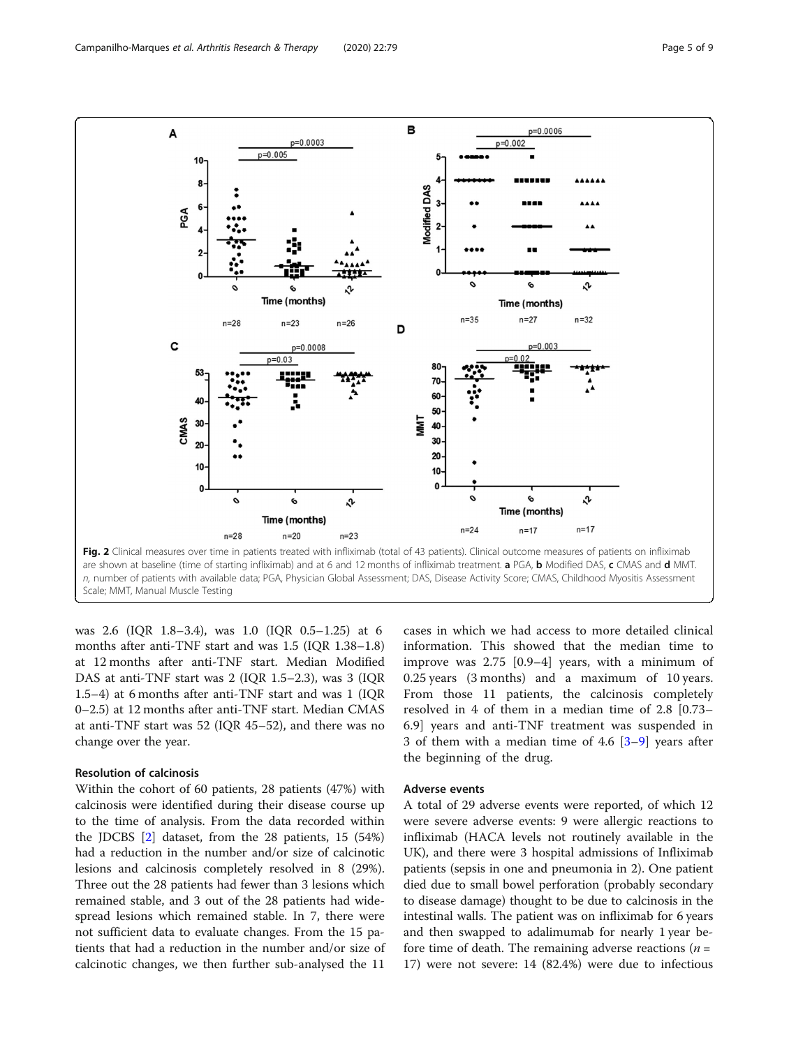Fig. 2 Clinical measures over time in patients treated with infliximab (total of 43 patients). Clinical outcome measures of patients on infliximab are shown at baseline (time of starting infliximab) and at 6 and 12 months of infliximab treatment. **a** PGA, **b** Modified DAS, **c** CMAS and **d** MMT. *n*, number of patients with available data; PGA, Physician Global Assessment; DAS, Disease Activity Score; CMAS, Childhood Myositis Assessment Scale; MMT, Manual Muscle Testing

was 2.6 (IQR 1.8–3.4), was 1.0 (IQR 0.5–1.25) at 6 months after anti-TNF start and was 1.5 (IQR 1.38–1.8) at 12 months after anti-TNF start. Median Modified DAS at anti-TNF start was 2 (IQR 1.5–2.3), was 3 (IQR 1.5–4) at 6 months after anti-TNF start and was 1 (IQR 0–2.5) at 12 months after anti-TNF start. Median CMAS at anti-TNF start was 52 (IQR 45–52), and there was no change over the year.

### Resolution of calcinosis

Within the cohort of 60 patients, 28 patients (47%) with calcinosis were identified during their disease course up to the time of analysis. From the data recorded within the JDCBS [2] dataset, from the 28 patients, 15 (54%) had a reduction in the number and/or size of calcinotic lesions and calcinosis completely resolved in 8 (29%). Three out the 28 patients had fewer than 3 lesions which remained stable, and 3 out of the 28 patients had widespread lesions which remained stable. In 7, there were not sufficient data to evaluate changes. From the 15 patients that had a reduction in the number and/or size of calcinotic changes, we then further sub-analysed the 11 cases in which we had access to more detailed clinical information. This showed that the median time to improve was 2.75 [0.9–4] years, with a minimum of 0.25 years (3 months) and a maximum of 10 years. From those 11 patients, the calcinosis completely resolved in 4 of them in a median time of 2.8 [0.73–6.9] years and anti-TNF treatment was suspended in 3 of them with a median time of 4.6 [3–9] years after the beginning of the drug.

### Adverse events

A total of 29 adverse events were reported, of which 12 were severe adverse events: 9 were allergic reactions to infliximab (HACA levels not routinely available in the UK), and there were 3 hospital admissions of Infliximab patients (sepsis in one and pneumonia in 2). One patient died due to small bowel perforation (probably secondary to disease damage) thought to be due to calcinosis in the intestinal walls. The patient was on infliximab for 6 years and then swapped to adalimumab for nearly 1 year before time of death. The remaining adverse reactions ($n$ = 17) were not severe: 14 (82.4%) were due to infectious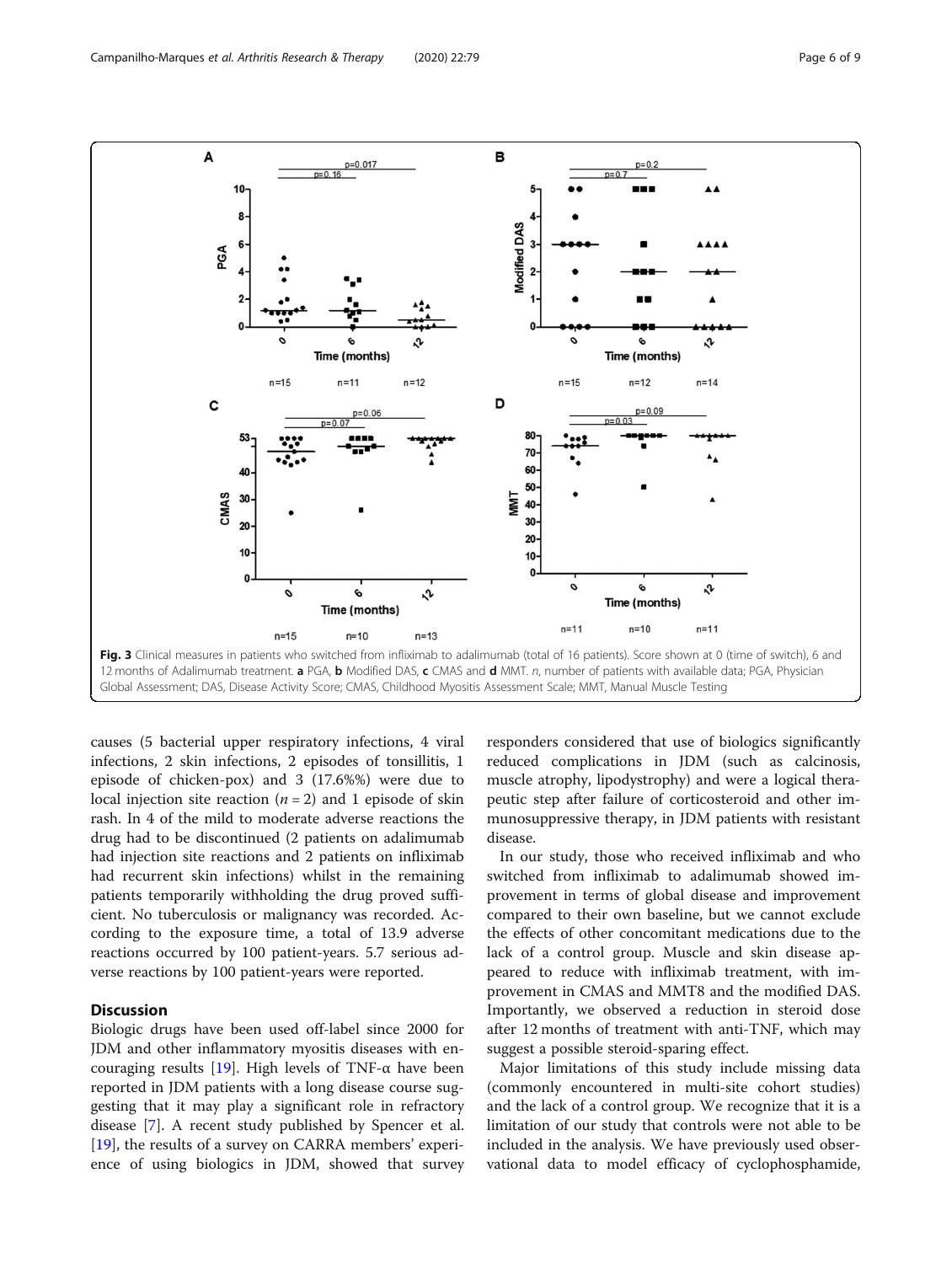Fig. 3 Clinical measures in patients who switched from infliximab to adalimumab (total of 16 patients). Score shown at 0 (time of switch), 6 and 12 months of Adalimumab treatment. **a** PGA, **b** Modified DAS, **c** CMAS and **d** MMT. *n*, number of patients with available data; PGA, Physician Global Assessment; DAS, Disease Activity Score; CMAS, Childhood Myositis Assessment Scale; MMT, Manual Muscle Testing

causes (5 bacterial upper respiratory infections, 4 viral infections, 2 skin infections, 2 episodes of tonsillitis, 1 episode of chicken-pox) and 3 (17.6%%) were due to local injection site reaction ($n = 2$) and 1 episode of skin rash. In 4 of the mild to moderate adverse reactions the drug had to be discontinued (2 patients on adalimumab had injection site reactions and 2 patients on infliximab had recurrent skin infections) whilst in the remaining patients temporarily withholding the drug proved sufficient. No tuberculosis or malignancy was recorded. According to the exposure time, a total of 13.9 adverse reactions occurred by 100 patient-years. 5.7 serious adverse reactions by 100 patient-years were reported.

## Discussion

Biologic drugs have been used off-label since 2000 for JDM and other inflammatory myositis diseases with encouraging results [19]. High levels of TNF-α have been reported in JDM patients with a long disease course suggesting that it may play a significant role in refractory disease [7]. A recent study published by Spencer et al. [19], the results of a survey on CARRA members' experience of using biologics in JDM, showed that survey responders considered that use of biologics significantly reduced complications in JDM (such as calcinosis, muscle atrophy, lipodystrophy) and were a logical therapeutic step after failure of corticosteroid and other immunosuppressive therapy, in JDM patients with resistant disease.

In our study, those who received infliximab and who switched from infliximab to adalimumab showed improvement in terms of global disease and improvement compared to their own baseline, but we cannot exclude the effects of other concomitant medications due to the lack of a control group. Muscle and skin disease appeared to reduce with infliximab treatment, with improvement in CMAS and MMT8 and the modified DAS. Importantly, we observed a reduction in steroid dose after 12 months of treatment with anti-TNF, which may suggest a possible steroid-sparing effect.

Major limitations of this study include missing data (commonly encountered in multi-site cohort studies) and the lack of a control group. We recognize that it is a limitation of our study that controls were not able to be included in the analysis. We have previously used observational data to model efficacy of cyclophosphamide,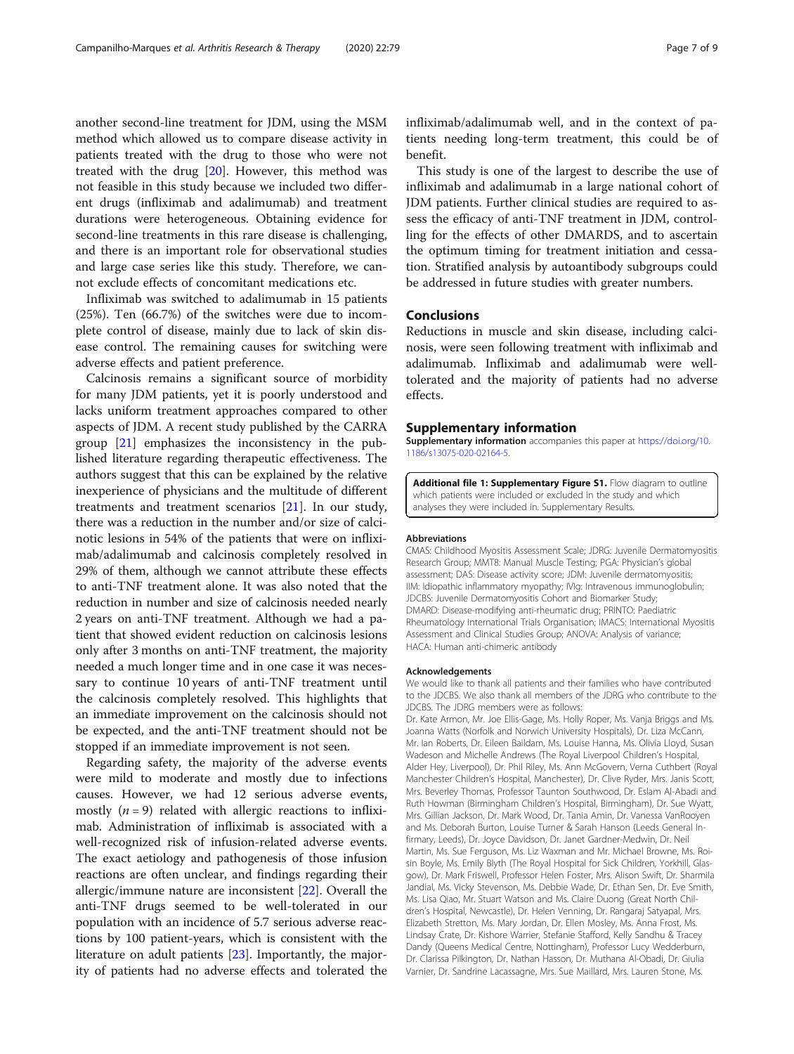another second-line treatment for JDM, using the MSM method which allowed us to compare disease activity in patients treated with the drug to those who were not treated with the drug [20]. However, this method was not feasible in this study because we included two different drugs (infliximab and adalimumab) and treatment durations were heterogeneous. Obtaining evidence for second-line treatments in this rare disease is challenging, and there is an important role for observational studies and large case series like this study. Therefore, we cannot exclude effects of concomitant medications etc.

Infliximab was switched to adalimumab in 15 patients (25%). Ten (66.7%) of the switches were due to incomplete control of disease, mainly due to lack of skin disease control. The remaining causes for switching were adverse effects and patient preference.

Calcinosis remains a significant source of morbidity for many JDM patients, yet it is poorly understood and lacks uniform treatment approaches compared to other aspects of JDM. A recent study published by the CARRA group [21] emphasizes the inconsistency in the published literature regarding therapeutic effectiveness. The authors suggest that this can be explained by the relative inexperience of physicians and the multitude of different treatments and treatment scenarios [21]. In our study, there was a reduction in the number and/or size of calcinotic lesions in 54% of the patients that were on infliximab/adalimumab and calcinosis completely resolved in 29% of them, although we cannot attribute these effects to anti-TNF treatment alone. It was also noted that the reduction in number and size of calcinosis needed nearly 2 years on anti-TNF treatment. Although we had a patient that showed evident reduction on calcinosis lesions only after 3 months on anti-TNF treatment, the majority needed a much longer time and in one case it was necessary to continue 10 years of anti-TNF treatment until the calcinosis completely resolved. This highlights that an immediate improvement on the calcinosis should not be expected, and the anti-TNF treatment should not be stopped if an immediate improvement is not seen.

Regarding safety, the majority of the adverse events were mild to moderate and mostly due to infections causes. However, we had 12 serious adverse events, mostly ($n = 9$) related with allergic reactions to infliximab. Administration of infliximab is associated with a well-recognized risk of infusion-related adverse events. The exact aetiology and pathogenesis of those infusion reactions are often unclear, and findings regarding their allergic/immune nature are inconsistent [22]. Overall the anti-TNF drugs seemed to be well-tolerated in our population with an incidence of 5.7 serious adverse reactions by 100 patient-years, which is consistent with the literature on adult patients [23]. Importantly, the majority of patients had no adverse effects and tolerated the infliximab/adalimumab well, and in the context of patients needing long-term treatment, this could be of benefit.

This study is one of the largest to describe the use of infliximab and adalimumab in a large national cohort of JDM patients. Further clinical studies are required to assess the efficacy of anti-TNF treatment in JDM, controlling for the effects of other DMARDS, and to ascertain the optimum timing for treatment initiation and cessation. Stratified analysis by autoantibody subgroups could be addressed in future studies with greater numbers.

## Conclusions

Reductions in muscle and skin disease, including calcinosis, were seen following treatment with infliximab and adalimumab. Infliximab and adalimumab were well-tolerated and the majority of patients had no adverse effects.

## Supplementary information

**Supplementary information** accompanies this paper at https://doi.org/10.1186/s13075-020-02164-5.

**Additional file 1: Supplementary Figure S1.** Flow diagram to outline which patients were included or excluded in the study and which analyses they were included in. Supplementary Results.

### Abbreviations

CMAS: Childhood Myositis Assessment Scale; JDRG: Juvenile Dermatomyositis Research Group; MMT8: Manual Muscle Testing; PGA: Physician's global assessment; DAS: Disease activity score; JDM: Juvenile dermatomyositis; IIM: Idiopathic inflammatory myopathy; IVIg: Intravenous immunoglobulin; JDCBS: Juvenile Dermatomyositis Cohort and Biomarker Study; DMARD: Disease-modifying anti-rheumatic drug; PRINTO: Paediatric Rheumatology International Trials Organisation; IMACS: International Myositis Assessment and Clinical Studies Group; ANOVA: Analysis of variance; HACA: Human anti-chimeric antibody

### Acknowledgements

We would like to thank all patients and their families who have contributed to the JDCBS. We also thank all members of the JDRG who contribute to the JDCBS. The JDRG members were as follows:

Dr. Kate Armon, Mr. Joe Ellis-Gage, Ms. Holly Roper, Ms. Vanja Briggs and Ms. Joanna Watts (Norfolk and Norwich University Hospitals), Dr. Liza McCann, Mr. Ian Roberts, Dr. Eileen Baildam, Ms. Louise Hanna, Ms. Olivia Lloyd, Susan Wadeson and Michelle Andrews (The Royal Liverpool Children's Hospital, Alder Hey, Liverpool), Dr. Phil Riley, Ms. Ann McGovern, Verna Cuthbert (Royal Manchester Children's Hospital, Manchester), Dr. Clive Ryder, Mrs. Janis Scott, Mrs. Beverley Thomas, Professor Taunton Southwood, Dr. Eslam Al-Abadi and Ruth Howman (Birmingham Children's Hospital, Birmingham), Dr. Sue Wyatt, Mrs. Gillian Jackson, Dr. Mark Wood, Dr. Tania Amin, Dr. Vanessa VanRooyen and Ms. Deborah Burton, Louise Turner & Sarah Hanson (Leeds General Infirmary, Leeds), Dr. Joyce Davidson, Dr. Janet Gardner-Medwin, Dr. Neil Martin, Ms. Sue Ferguson, Ms. Liz Waxman and Mr. Michael Browne, Ms. Roisin Boyle, Ms. Emily Blyth (The Royal Hospital for Sick Children, Yorkhill, Glasgow), Dr. Mark Friswell, Professor Helen Foster, Mrs. Alison Swift, Dr. Sharmila Jandial, Ms. Vicky Stevenson, Ms. Debbie Wade, Dr. Ethan Sen, Dr. Eve Smith, Ms. Lisa Qiao, Mr. Stuart Watson and Ms. Claire Duong (Great North Children's Hospital, Newcastle), Dr. Helen Venning, Dr. Rangaraj Satyapal, Mrs. Elizabeth Stretton, Ms. Mary Jordan, Dr. Ellen Mosley, Ms. Anna Frost, Ms. Lindsay Crate, Dr. Kishore Warrier, Stefanie Stafford, Kelly Sandhu & Tracey Dandy (Queens Medical Centre, Nottingham), Professor Lucy Wedderburn, Dr. Clarissa Pilkington, Dr. Nathan Hasson, Dr. Muthana Al-Obadi, Dr. Giulia Varnier, Dr. Sandrine Lacassagne, Mrs. Sue Maillard, Mrs. Lauren Stone, Ms.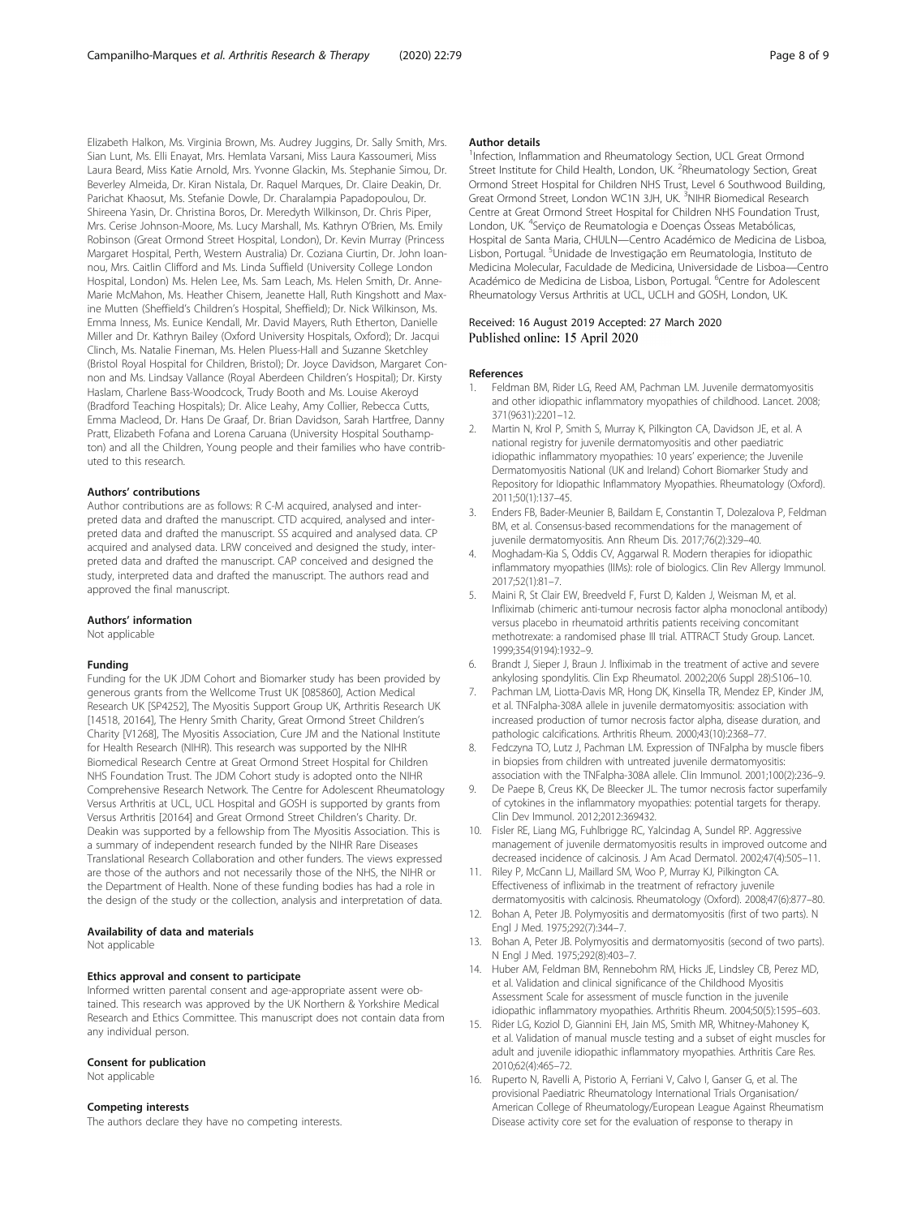Elizabeth Halkon, Ms. Virginia Brown, Ms. Audrey Juggins, Dr. Sally Smith, Mrs. Sian Lunt, Ms. Elli Enayat, Mrs. Hemlata Varsani, Miss Laura Kassoumeri, Miss Laura Beard, Miss Katie Arnold, Mrs. Yvonne Glackin, Ms. Stephanie Simou, Dr. Beverley Almeida, Dr. Kiran Nistala, Dr. Raquel Marques, Dr. Claire Deakin, Dr. Parichat Khaosut, Ms. Stefanie Dowle, Dr. Charalampia Papadopoulou, Dr. Shireena Yasin, Dr. Christina Boros, Dr. Meredyth Wilkinson, Dr. Chris Piper, Mrs. Cerise Johnson-Moore, Ms. Lucy Marshall, Ms. Kathryn O'Brien, Ms. Emily Robinson (Great Ormond Street Hospital, London), Dr. Kevin Murray (Princess Margaret Hospital, Perth, Western Australia) Dr. Coziana Ciurtin, Dr. John Ioannou, Mrs. Caitlin Clifford and Ms. Linda Suffield (University College London Hospital, London) Ms. Helen Lee, Ms. Sam Leach, Ms. Helen Smith, Dr. Anne-Marie McMahon, Ms. Heather Chisem, Jeanette Hall, Ruth Kingshott and Maxine Mutten (Sheffield's Children's Hospital, Sheffield); Dr. Nick Wilkinson, Ms. Emma Inness, Ms. Eunice Kendall, Mr. David Mayers, Ruth Etherton, Danielle Miller and Dr. Kathryn Bailey (Oxford University Hospitals, Oxford); Dr. Jacqui Clinch, Ms. Natalie Fineman, Ms. Helen Pluess-Hall and Suzanne Sketchley (Bristol Royal Hospital for Children, Bristol); Dr. Joyce Davidson, Margaret Connon and Ms. Lindsay Vallance (Royal Aberdeen Children's Hospital); Dr. Kirsty Haslam, Charlene Bass-Woodcock, Trudy Booth and Ms. Louise Akeroyd (Bradford Teaching Hospitals); Dr. Alice Leahy, Amy Collier, Rebecca Cutts, Emma Macleod, Dr. Hans De Graaf, Dr. Brian Davidson, Sarah Hartfree, Danny Pratt, Elizabeth Fofana and Lorena Caruana (University Hospital Southampton) and all the Children, Young people and their families who have contributed to this research.

#### Authors' contributions

Author contributions are as follows: R C-M acquired, analysed and interpreted data and drafted the manuscript. CTD acquired, analysed and interpreted data and drafted the manuscript. SS acquired and analysed data. CP acquired and analysed data. LRW conceived and designed the study, interpreted data and drafted the manuscript. CAP conceived and designed the study, interpreted data and drafted the manuscript. The authors read and approved the final manuscript.

#### Authors' information

Not applicable

#### Funding

Funding for the UK JDM Cohort and Biomarker study has been provided by generous grants from the Wellcome Trust UK [085860], Action Medical Research UK [SP4252], The Myositis Support Group UK, Arthritis Research UK [14518, 20164], The Henry Smith Charity, Great Ormond Street Children's Charity [V1268], The Myositis Association, Cure JM and the National Institute for Health Research (NIHR). This research was supported by the NIHR Biomedical Research Centre at Great Ormond Street Hospital for Children NHS Foundation Trust. The JDM Cohort study is adopted onto the NIHR Comprehensive Research Network. The Centre for Adolescent Rheumatology Versus Arthritis at UCL, UCL Hospital and GOSH is supported by grants from Versus Arthritis [20164] and Great Ormond Street Children's Charity. Dr. Deakin was supported by a fellowship from The Myositis Association. This is a summary of independent research funded by the NIHR Rare Diseases Translational Research Collaboration and other funders. The views expressed are those of the authors and not necessarily those of the NHS, the NIHR or the Department of Health. None of these funding bodies has had a role in the design of the study or the collection, analysis and interpretation of data.

#### Availability of data and materials

Not applicable

#### Ethics approval and consent to participate

Informed written parental consent and age-appropriate assent were obtained. This research was approved by the UK Northern & Yorkshire Medical Research and Ethics Committee. This manuscript does not contain data from any individual person.

#### Consent for publication

Not applicable

#### Competing interests

The authors declare they have no competing interests.

#### Author details

[1]Infection, Inflammation and Rheumatology Section, UCL Great Ormond Street Institute for Child Health, London, UK. [2]Rheumatology Section, Great Ormond Street Hospital for Children NHS Trust, Level 6 Southwood Building, Great Ormond Street, London WC1N 3JH, UK. [3]NIHR Biomedical Research Centre at Great Ormond Street Hospital for Children NHS Foundation Trust, London, UK. [4]Serviço de Reumatologia e Doenças Ósseas Metabólicas, Hospital de Santa Maria, CHULN—Centro Académico de Medicina de Lisboa, Lisbon, Portugal. [5]Unidade de Investigação em Reumatologia, Instituto de Medicina Molecular, Faculdade de Medicina, Universidade de Lisboa—Centro Académico de Medicina de Lisboa, Lisbon, Portugal. [6]Centre for Adolescent Rheumatology Versus Arthritis at UCL, UCLH and GOSH, London, UK.

Received: 16 August 2019 Accepted: 27 March 2020
Published online: 15 April 2020

#### References

1. Feldman BM, Rider LG, Reed AM, Pachman LM. Juvenile dermatomyositis and other idiopathic inflammatory myopathies of childhood. Lancet. 2008; 371(9631):2201–12.
2. Martin N, Krol P, Smith S, Murray K, Pilkington CA, Davidson JE, et al. A national registry for juvenile dermatomyositis and other paediatric idiopathic inflammatory myopathies: 10 years' experience; the Juvenile Dermatomyositis National (UK and Ireland) Cohort Biomarker Study and Repository for Idiopathic Inflammatory Myopathies. Rheumatology (Oxford). 2011;50(1):137–45.
3. Enders FB, Bader-Meunier B, Baildam E, Constantin T, Dolezalova P, Feldman BM, et al. Consensus-based recommendations for the management of juvenile dermatomyositis. Ann Rheum Dis. 2017;76(2):329–40.
4. Moghadam-Kia S, Oddis CV, Aggarwal R. Modern therapies for idiopathic inflammatory myopathies (IIMs): role of biologics. Clin Rev Allergy Immunol. 2017;52(1):81–7.
5. Maini R, St Clair EW, Breedveld F, Furst D, Kalden J, Weisman M, et al. Infliximab (chimeric anti-tumour necrosis factor alpha monoclonal antibody) versus placebo in rheumatoid arthritis patients receiving concomitant methotrexate: a randomised phase III trial. ATTRACT Study Group. Lancet. 1999;354(9194):1932–9.
6. Brandt J, Sieper J, Braun J. Infliximab in the treatment of active and severe ankylosing spondylitis. Clin Exp Rheumatol. 2002;20(6 Suppl 28):S106–10.
7. Pachman LM, Liotta-Davis MR, Hong DK, Kinsella TR, Mendez EP, Kinder JM, et al. TNFalpha-308A allele in juvenile dermatomyositis: association with increased production of tumor necrosis factor alpha, disease duration, and pathologic calcifications. Arthritis Rheum. 2000;43(10):2368–77.
8. Fedczyna TO, Lutz J, Pachman LM. Expression of TNFalpha by muscle fibers in biopsies from children with untreated juvenile dermatomyositis: association with the TNFalpha-308A allele. Clin Immunol. 2001;100(2):236–9.
9. De Paepe B, Creus KK, De Bleecker JL. The tumor necrosis factor superfamily of cytokines in the inflammatory myopathies: potential targets for therapy. Clin Dev Immunol. 2012;2012:369432.
10. Fisler RE, Liang MG, Fuhlbrigge RC, Yalcindag A, Sundel RP. Aggressive management of juvenile dermatomyositis results in improved outcome and decreased incidence of calcinosis. J Am Acad Dermatol. 2002;47(4):505–11.
11. Riley P, McCann LJ, Maillard SM, Woo P, Murray KJ, Pilkington CA. Effectiveness of infliximab in the treatment of refractory juvenile dermatomyositis with calcinosis. Rheumatology (Oxford). 2008;47(6):877–80.
12. Bohan A, Peter JB. Polymyositis and dermatomyositis (first of two parts). N Engl J Med. 1975;292(7):344–7.
13. Bohan A, Peter JB. Polymyositis and dermatomyositis (second of two parts). N Engl J Med. 1975;292(8):403–7.
14. Huber AM, Feldman BM, Rennebohm RM, Hicks JE, Lindsley CB, Perez MD, et al. Validation and clinical significance of the Childhood Myositis Assessment Scale for assessment of muscle function in the juvenile idiopathic inflammatory myopathies. Arthritis Rheum. 2004;50(5):1595–603.
15. Rider LG, Koziol D, Giannini EH, Jain MS, Smith MR, Whitney-Mahoney K, et al. Validation of manual muscle testing and a subset of eight muscles for adult and juvenile idiopathic inflammatory myopathies. Arthritis Care Res. 2010;62(4):465–72.
16. Ruperto N, Ravelli A, Pistorio A, Ferriani V, Calvo I, Ganser G, et al. The provisional Paediatric Rheumatology International Trials Organisation/ American College of Rheumatology/European League Against Rheumatism Disease activity core set for the evaluation of response to therapy in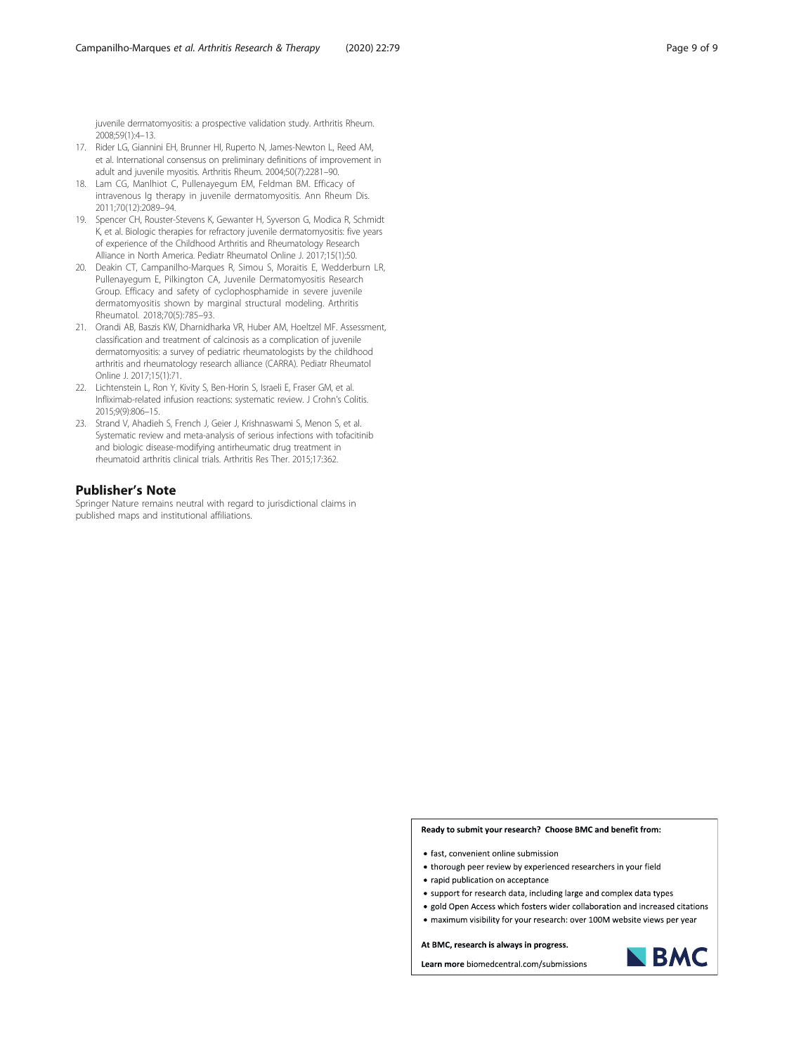juvenile dermatomyositis: a prospective validation study. Arthritis Rheum. 2008;59(1):4–13.

17. Rider LG, Giannini EH, Brunner HI, Ruperto N, James-Newton L, Reed AM, et al. International consensus on preliminary definitions of improvement in adult and juvenile myositis. Arthritis Rheum. 2004;50(7):2281–90.
18. Lam CG, Manlhiot C, Pullenayegum EM, Feldman BM. Efficacy of intravenous Ig therapy in juvenile dermatomyositis. Ann Rheum Dis. 2011;70(12):2089–94.
19. Spencer CH, Rouster-Stevens K, Gewanter H, Syverson G, Modica R, Schmidt K, et al. Biologic therapies for refractory juvenile dermatomyositis: five years of experience of the Childhood Arthritis and Rheumatology Research Alliance in North America. Pediatr Rheumatol Online J. 2017;15(1):50.
20. Deakin CT, Campanilho-Marques R, Simou S, Moraitis E, Wedderburn LR, Pullenayegum E, Pilkington CA, Juvenile Dermatomyositis Research Group. Efficacy and safety of cyclophosphamide in severe juvenile dermatomyositis shown by marginal structural modeling. Arthritis Rheumatol. 2018;70(5):785–93.
21. Orandi AB, Baszis KW, Dharnidharka VR, Huber AM, Hoeltzel MF. Assessment, classification and treatment of calcinosis as a complication of juvenile dermatomyositis: a survey of pediatric rheumatologists by the childhood arthritis and rheumatology research alliance (CARRA). Pediatr Rheumatol Online J. 2017;15(1):71.
22. Lichtenstein L, Ron Y, Kivity S, Ben-Horin S, Israeli E, Fraser GM, et al. Infliximab-related infusion reactions: systematic review. J Crohn's Colitis. 2015;9(9):806–15.
23. Strand V, Ahadieh S, French J, Geier J, Krishnaswami S, Menon S, et al. Systematic review and meta-analysis of serious infections with tofacitinib and biologic disease-modifying antirheumatic drug treatment in rheumatoid arthritis clinical trials. Arthritis Res Ther. 2015;17:362.

## Publisher's Note

Springer Nature remains neutral with regard to jurisdictional claims in published maps and institutional affiliations.

**Ready to submit your research? Choose BMC and benefit from:**

- fast, convenient online submission
- thorough peer review by experienced researchers in your field
- rapid publication on acceptance
- support for research data, including large and complex data types
- gold Open Access which fosters wider collaboration and increased citations
- maximum visibility for your research: over 100M website views per year

**At BMC, research is always in progress.**

**Learn more** biomedcentral.com/submissions

BMC